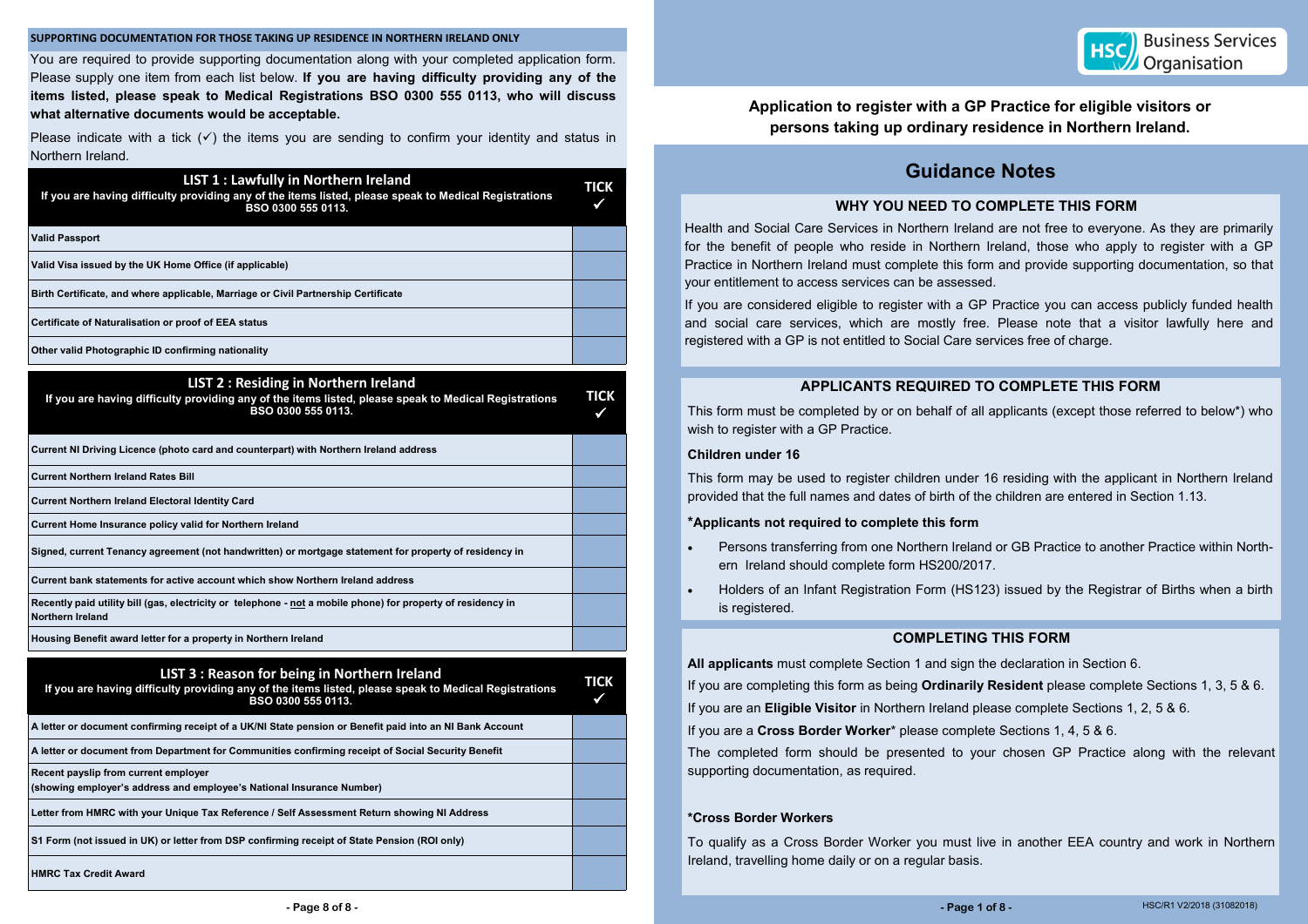## SUPPORTING DOCUMENTATION FOR THOSE TAKING UP RESIDENCE IN NORTHERN IRELAND ONLY

You are required to provide supporting documentation along with your completed application form. Please supply one item from each list below. **If you are having difficulty providing any of the items listed, please speak to Medical Registrations BSO 0300 555 0113, who will discuss what alternative documents would be acceptable.**

Please indicate with a tick (✓) the items you are sending to confirm your identity and status in Northern Ireland.

| **LIST 1 : Lawfully in Northern Ireland** If you are having difficulty providing any of the items listed, please speak to Medical Registrations BSO 0300 555 0113. | TICK ✓ |
|---|---|
| Valid Passport | |
| Valid Visa issued by the UK Home Office (if applicable) | |
| Birth Certificate, and where applicable, Marriage or Civil Partnership Certificate | |
| Certificate of Naturalisation or proof of EEA status | |
| Other valid Photographic ID confirming nationality | |

| **LIST 2 : Residing in Northern Ireland** If you are having difficulty providing any of the items listed, please speak to Medical Registrations BSO 0300 555 0113. | TICK ✓ |
|---|---|
| Current NI Driving Licence (photo card and counterpart) with Northern Ireland address | |
| Current Northern Ireland Rates Bill | |
| Current Northern Ireland Electoral Identity Card | |
| Current Home Insurance policy valid for Northern Ireland | |
| Signed, current Tenancy agreement (not handwritten) or mortgage statement for property of residency in | |
| Current bank statements for active account which show Northern Ireland address | |
| Recently paid utility bill (gas, electricity or telephone - not a mobile phone) for property of residency in Northern Ireland | |
| Housing Benefit award letter for a property in Northern Ireland | |

| **LIST 3 : Reason for being in Northern Ireland** If you are having difficulty providing any of the items listed, please speak to Medical Registrations BSO 0300 555 0113. | TICK ✓ |
|---|---|
| A letter or document confirming receipt of a UK/NI State pension or Benefit paid into an NI Bank Account | |
| A letter or document from Department for Communities confirming receipt of Social Security Benefit | |
| Recent payslip from current employer (showing employer's address and employee's National Insurance Number) | |
| Letter from HMRC with your Unique Tax Reference / Self Assessment Return showing NI Address | |
| S1 Form (not issued in UK) or letter from DSP confirming receipt of State Pension (ROI only) | |
| HMRC Tax Credit Award | |

HSC Business Services Organisation

# Application to register with a GP Practice for eligible visitors or persons taking up ordinary residence in Northern Ireland.

## Guidance Notes

### WHY YOU NEED TO COMPLETE THIS FORM

Health and Social Care Services in Northern Ireland are not free to everyone. As they are primarily for the benefit of people who reside in Northern Ireland, those who apply to register with a GP Practice in Northern Ireland must complete this form and provide supporting documentation, so that your entitlement to access services can be assessed.

If you are considered eligible to register with a GP Practice you can access publicly funded health and social care services, which are mostly free. Please note that a visitor lawfully here and registered with a GP is not entitled to Social Care services free of charge.

### APPLICANTS REQUIRED TO COMPLETE THIS FORM

This form must be completed by or on behalf of all applicants (except those referred to below*) who wish to register with a GP Practice.

**Children under 16**

This form may be used to register children under 16 residing with the applicant in Northern Ireland provided that the full names and dates of birth of the children are entered in Section 1.13.

**\*Applicants not required to complete this form**

- Persons transferring from one Northern Ireland or GB Practice to another Practice within Northern Ireland should complete form HS200/2017.
- Holders of an Infant Registration Form (HS123) issued by the Registrar of Births when a birth is registered.

### COMPLETING THIS FORM

**All applicants** must complete Section 1 and sign the declaration in Section 6.

If you are completing this form as being **Ordinarily Resident** please complete Sections 1, 3, 5 & 6.

If you are an **Eligible Visitor** in Northern Ireland please complete Sections 1, 2, 5 & 6.

If you are a **Cross Border Worker*** please complete Sections 1, 4, 5 & 6.

The completed form should be presented to your chosen GP Practice along with the relevant supporting documentation, as required.

**\*Cross Border Workers**

To qualify as a Cross Border Worker you must live in another EEA country and work in Northern Ireland, travelling home daily or on a regular basis.

HSC/R1 V2/2018 (31082018)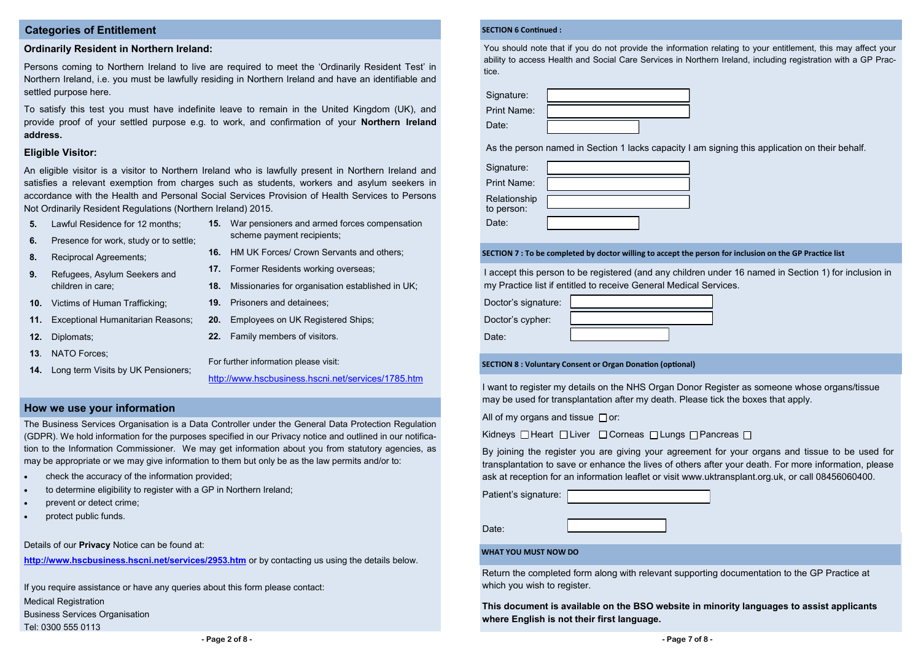## Categories of Entitlement

### Ordinarily Resident in Northern Ireland:

Persons coming to Northern Ireland to live are required to meet the 'Ordinarily Resident Test' in Northern Ireland, i.e. you must be lawfully residing in Northern Ireland and have an identifiable and settled purpose here.

To satisfy this test you must have indefinite leave to remain in the United Kingdom (UK), and provide proof of your settled purpose e.g. to work, and confirmation of your **Northern Ireland address.**

### Eligible Visitor:

An eligible visitor is a visitor to Northern Ireland who is lawfully present in Northern Ireland and satisfies a relevant exemption from charges such as students, workers and asylum seekers in accordance with the Health and Personal Social Services Provision of Health Services to Persons Not Ordinarily Resident Regulations (Northern Ireland) 2015.

- **5.** Lawful Residence for 12 months;
- **6.** Presence for work, study or to settle;
- **8.** Reciprocal Agreements;
- **9.** Refugees, Asylum Seekers and children in care;
- **10.** Victims of Human Trafficking;
- **11.** Exceptional Humanitarian Reasons;
- **12.** Diplomats;
- **13**. NATO Forces;
- **14.** Long term Visits by UK Pensioners;
- **15.** War pensioners and armed forces compensation scheme payment recipients;
- **16.** HM UK Forces/ Crown Servants and others;
- **17.** Former Residents working overseas;
- **18.** Missionaries for organisation established in UK;
- **19.** Prisoners and detainees;
- **20.** Employees on UK Registered Ships;
- **22.** Family members of visitors.

For further information please visit:

http://www.hscbusiness.hscni.net/services/1785.htm

## How we use your information

The Business Services Organisation is a Data Controller under the General Data Protection Regulation (GDPR). We hold information for the purposes specified in our Privacy notice and outlined in our notification to the Information Commissioner. We may get information about you from statutory agencies, as may be appropriate or we may give information to them but only be as the law permits and/or to:

- check the accuracy of the information provided;
- to determine eligibility to register with a GP in Northern Ireland;
- prevent or detect crime;
- protect public funds.

Details of our **Privacy** Notice can be found at:

**http://www.hscbusiness.hscni.net/services/2953.htm** or by contacting us using the details below.

If you require assistance or have any queries about this form please contact:

Medical Registration
Business Services Organisation
Tel: 0300 555 0113

## SECTION 6 Continued :

You should note that if you do not provide the information relating to your entitlement, this may affect your ability to access Health and Social Care Services in Northern Ireland, including registration with a GP Practice.

Signature:

Print Name:

Date:

As the person named in Section 1 lacks capacity I am signing this application on their behalf.

Signature:

Print Name:

Relationship to person:

Date:

## SECTION 7 : To be completed by doctor willing to accept the person for inclusion on the GP Practice list

I accept this person to be registered (and any children under 16 named in Section 1) for inclusion in my Practice list if entitled to receive General Medical Services.

Doctor's signature:

Doctor's cypher:

Date:

## SECTION 8 : Voluntary Consent or Organ Donation (optional)

I want to register my details on the NHS Organ Donor Register as someone whose organs/tissue may be used for transplantation after my death. Please tick the boxes that apply.

All of my organs and tissue ☐ or:

Kidneys ☐ Heart ☐ Liver ☐ Corneas ☐ Lungs ☐ Pancreas ☐

By joining the register you are giving your agreement for your organs and tissue to be used for transplantation to save or enhance the lives of others after your death. For more information, please ask at reception for an information leaflet or visit www.uktransplant.org.uk, or call 08456060400.

Patient's signature:

Date:

## WHAT YOU MUST NOW DO

Return the completed form along with relevant supporting documentation to the GP Practice at which you wish to register.

**This document is available on the BSO website in minority languages to assist applicants where English is not their first language.**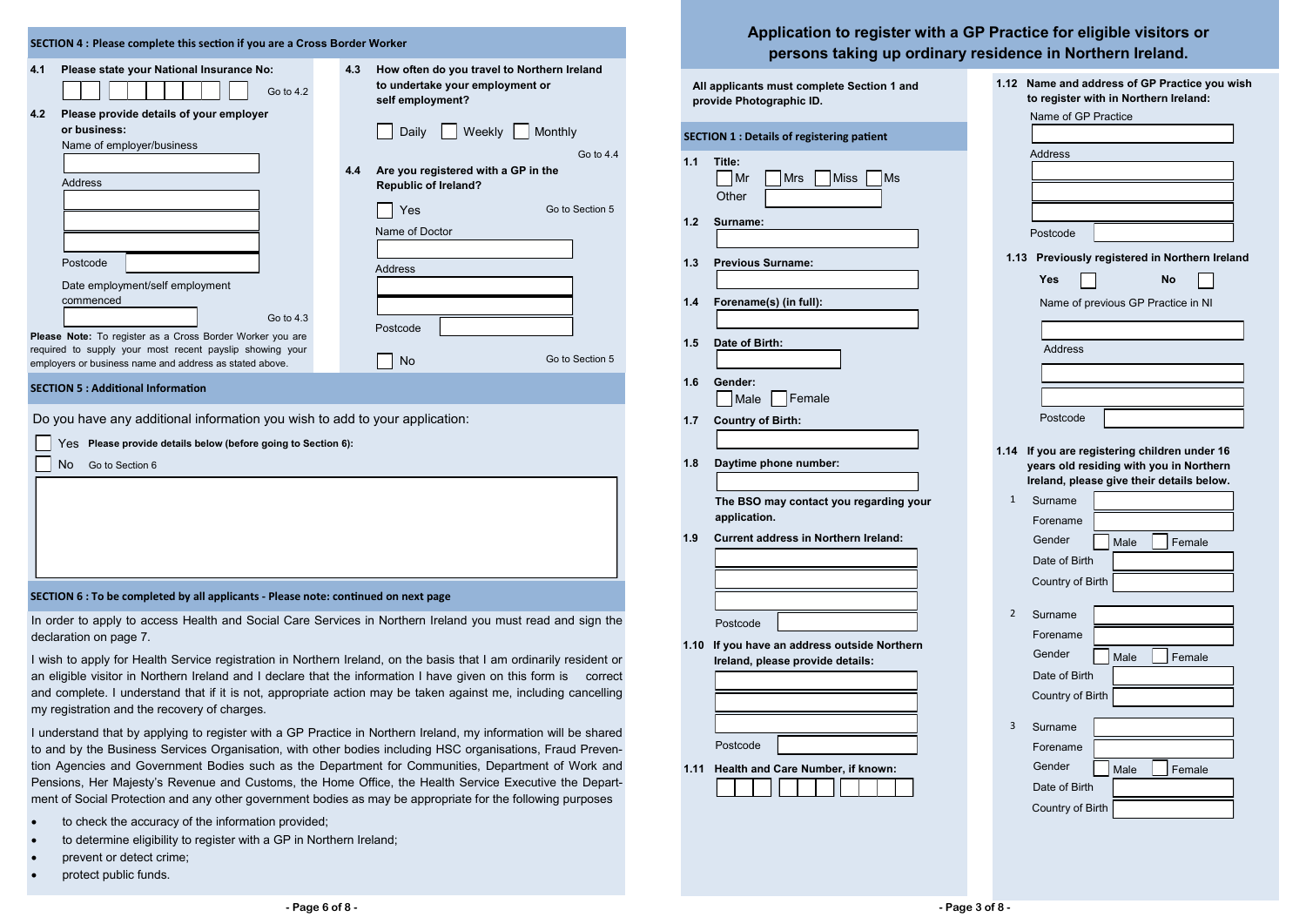## SECTION 4 : Please complete this section if you are a Cross Border Worker

**4.1 Please state your National Insurance No:**

☐☐ ☐☐☐☐☐☐ ☐ Go to 4.2

**4.2 Please provide details of your employer or business:**

Name of employer/business

Address

Postcode

Date employment/self employment commenced

Go to 4.3

**Please Note:** To register as a Cross Border Worker you are required to supply your most recent payslip showing your employers or business name and address as stated above.

**4.3 How often do you travel to Northern Ireland to undertake your employment or self employment?**

☐ Daily ☐ Weekly ☐ Monthly

Go to 4.4

**4.4 Are you registered with a GP in the Republic of Ireland?**

☐ Yes Go to Section 5

Name of Doctor

Address

Postcode

☐ No Go to Section 5

## SECTION 5 : Additional Information

Do you have any additional information you wish to add to your application:

☐ Yes **Please provide details below (before going to Section 6):**

☐ No Go to Section 6

## SECTION 6 : To be completed by all applicants - Please note: continued on next page

In order to apply to access Health and Social Care Services in Northern Ireland you must read and sign the declaration on page 7.

I wish to apply for Health Service registration in Northern Ireland, on the basis that I am ordinarily resident or an eligible visitor in Northern Ireland and I declare that the information I have given on this form is correct and complete. I understand that if it is not, appropriate action may be taken against me, including cancelling my registration and the recovery of charges.

I understand that by applying to register with a GP Practice in Northern Ireland, my information will be shared to and by the Business Services Organisation, with other bodies including HSC organisations, Fraud Prevention Agencies and Government Bodies such as the Department for Communities, Department of Work and Pensions, Her Majesty's Revenue and Customs, the Home Office, the Health Service Executive the Department of Social Protection and any other government bodies as may be appropriate for the following purposes

- to check the accuracy of the information provided;
- to determine eligibility to register with a GP in Northern Ireland;
- prevent or detect crime;
- protect public funds.

# Application to register with a GP Practice for eligible visitors or persons taking up ordinary residence in Northern Ireland.

**All applicants must complete Section 1 and provide Photographic ID.**

## SECTION 1 : Details of registering patient

**1.1 Title:**

☐ Mr ☐ Mrs ☐ Miss ☐ Ms

Other

**1.2 Surname:**

**1.3 Previous Surname:**

**1.4 Forename(s) (in full):**

**1.5 Date of Birth:**

**1.6 Gender:**

☐ Male ☐ Female

**1.7 Country of Birth:**

**1.8 Daytime phone number:**

**The BSO may contact you regarding your application.**

**1.9 Current address in Northern Ireland:**

Postcode

**1.10 If you have an address outside Northern Ireland, please provide details:**

Postcode

**1.11 Health and Care Number, if known:**

☐☐☐ ☐☐☐ ☐☐☐☐

**1.12 Name and address of GP Practice you wish to register with in Northern Ireland:**

Name of GP Practice

Address

Postcode

**1.13 Previously registered in Northern Ireland**

**Yes** ☐ **No** ☐

Name of previous GP Practice in NI

Address

Postcode

**1.14 If you are registering children under 16 years old residing with you in Northern Ireland, please give their details below.**

1. Surname
   Forename
   Gender ☐ Male ☐ Female
   Date of Birth
   Country of Birth

2. Surname
   Forename
   Gender ☐ Male ☐ Female
   Date of Birth
   Country of Birth

3. Surname
   Forename
   Gender ☐ Male ☐ Female
   Date of Birth
   Country of Birth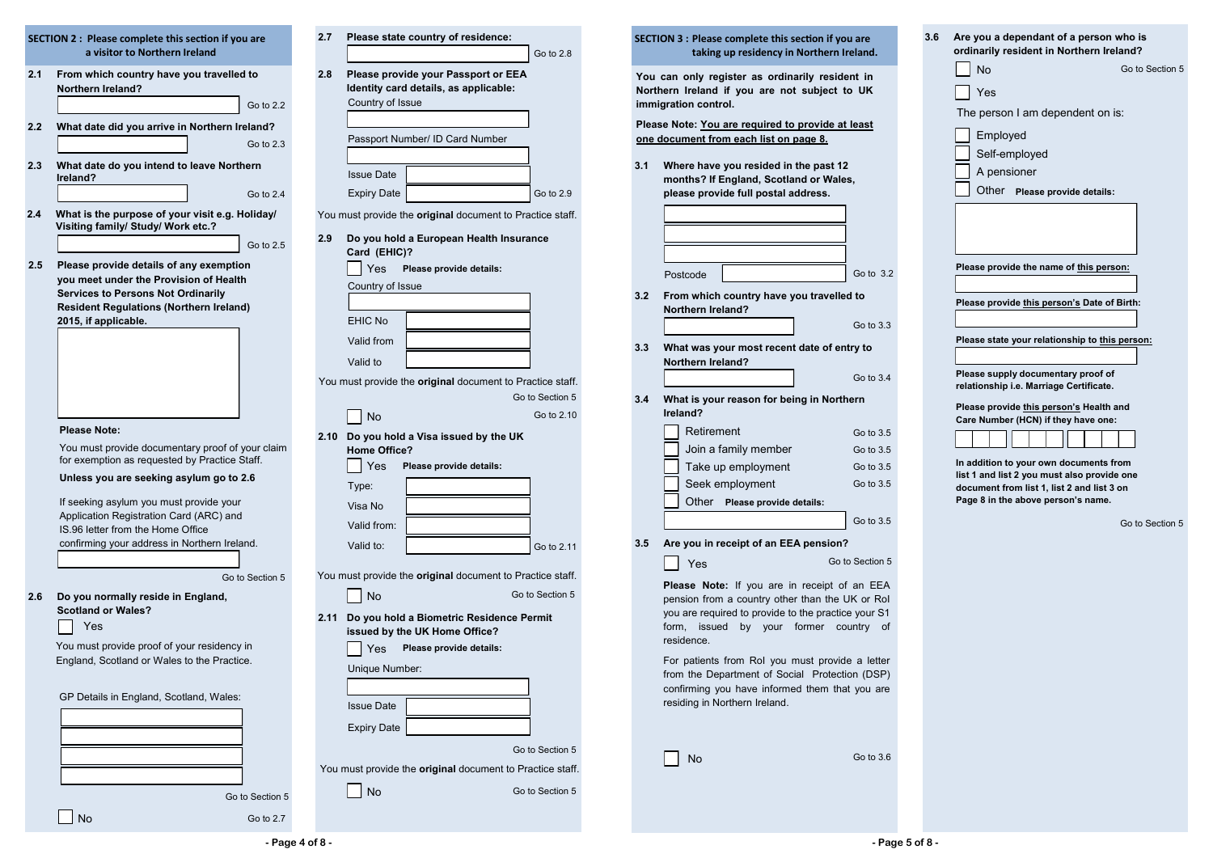## SECTION 2 : Please complete this section if you are a visitor to Northern Ireland

**2.1 From which country have you travelled to Northern Ireland?**

Go to 2.2

**2.2 What date did you arrive in Northern Ireland?**

Go to 2.3

**2.3 What date do you intend to leave Northern Ireland?**

Go to 2.4

**2.4 What is the purpose of your visit e.g. Holiday/ Visiting family/ Study/ Work etc.?**

Go to 2.5

**2.5 Please provide details of any exemption you meet under the Provision of Health Services to Persons Not Ordinarily Resident Regulations (Northern Ireland) 2015, if applicable.**

**Please Note:**

You must provide documentary proof of your claim for exemption as requested by Practice Staff.

**Unless you are seeking asylum go to 2.6**

If seeking asylum you must provide your Application Registration Card (ARC) and IS.96 letter from the Home Office confirming your address in Northern Ireland.

Go to Section 5

**2.6 Do you normally reside in England, Scotland or Wales?**

☐ Yes

You must provide proof of your residency in England, Scotland or Wales to the Practice.

GP Details in England, Scotland, Wales:

Go to Section 5

☐ No — Go to 2.7

**2.7 Please state country of residence:**

Go to 2.8

**2.8 Please provide your Passport or EEA Identity card details, as applicable:**

Country of Issue

Passport Number/ ID Card Number

Issue Date

Expiry Date — Go to 2.9

You must provide the **original** document to Practice staff.

**2.9 Do you hold a European Health Insurance Card (EHIC)?**

☐ Yes **Please provide details:**

Country of Issue

EHIC No

Valid from

Valid to

You must provide the **original** document to Practice staff.

Go to Section 5

☐ No — Go to 2.10

**2.10 Do you hold a Visa issued by the UK Home Office?**

☐ Yes **Please provide details:**

Type:

Visa No

Valid from:

Valid to: — Go to 2.11

You must provide the **original** document to Practice staff.

☐ No — Go to Section 5

**2.11 Do you hold a Biometric Residence Permit issued by the UK Home Office?**

☐ Yes **Please provide details:**

Unique Number:

Issue Date

Expiry Date

Go to Section 5

You must provide the **original** document to Practice staff.

☐ No — Go to Section 5

## SECTION 3 : Please complete this section if you are taking up residency in Northern Ireland.

**You can only register as ordinarily resident in Northern Ireland if you are not subject to UK immigration control.**

**Please Note: You are required to provide at least one document from each list on page 8.**

**3.1 Where have you resided in the past 12 months? If England, Scotland or Wales, please provide full postal address.**

Postcode — Go to 3.2

**3.2 From which country have you travelled to Northern Ireland?**

Go to 3.3

**3.3 What was your most recent date of entry to Northern Ireland?**

Go to 3.4

**3.4 What is your reason for being in Northern Ireland?**

- ☐ Retirement — Go to 3.5
- ☐ Join a family member — Go to 3.5
- ☐ Take up employment — Go to 3.5
- ☐ Seek employment — Go to 3.5
- ☐ Other **Please provide details:** — Go to 3.5

**3.5 Are you in receipt of an EEA pension?**

☐ Yes — Go to Section 5

**Please Note:** If you are in receipt of an EEA pension from a country other than the UK or RoI you are required to provide to the practice your S1 form, issued by your former country of residence.

For patients from RoI you must provide a letter from the Department of Social Protection (DSP) confirming you have informed them that you are residing in Northern Ireland.

☐ No — Go to 3.6

**3.6 Are you a dependant of a person who is ordinarily resident in Northern Ireland?**

☐ No — Go to Section 5

☐ Yes

The person I am dependent on is:

- ☐ Employed
- ☐ Self-employed
- ☐ A pensioner
- ☐ Other **Please provide details:**

**Please provide the name of this person:**

**Please provide this person's Date of Birth:**

**Please state your relationship to this person:**

**Please supply documentary proof of relationship i.e. Marriage Certificate.**

**Please provide this person's Health and Care Number (HCN) if they have one:**

**In addition to your own documents from list 1 and list 2 you must also provide one document from list 1, list 2 and list 3 on Page 8 in the above person's name.**

Go to Section 5